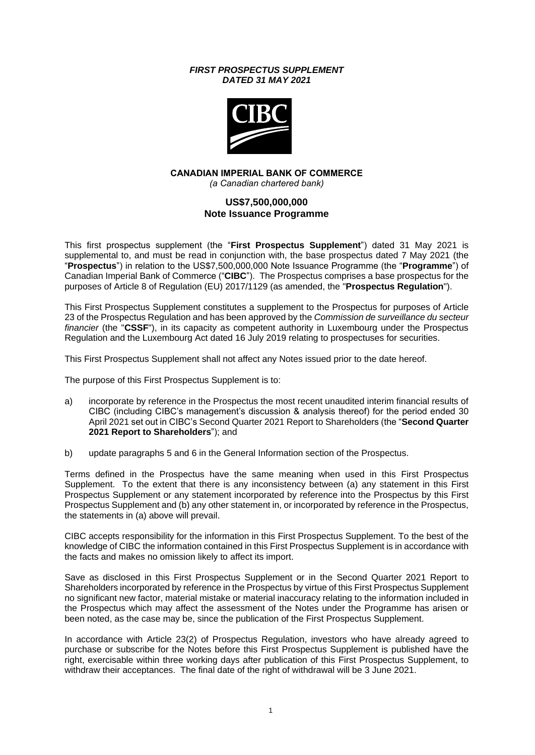***FIRST PROSPECTUS SUPPLEMENT***
***DATED 31 MAY 2021***

**CANADIAN IMPERIAL BANK OF COMMERCE**
*(a Canadian chartered bank)*

**US$7,500,000,000**
**Note Issuance Programme**

This first prospectus supplement (the "**First Prospectus Supplement**") dated 31 May 2021 is supplemental to, and must be read in conjunction with, the base prospectus dated 7 May 2021 (the "**Prospectus**") in relation to the US$7,500,000,000 Note Issuance Programme (the "**Programme**") of Canadian Imperial Bank of Commerce ("**CIBC**"). The Prospectus comprises a base prospectus for the purposes of Article 8 of Regulation (EU) 2017/1129 (as amended, the "**Prospectus Regulation**").

This First Prospectus Supplement constitutes a supplement to the Prospectus for purposes of Article 23 of the Prospectus Regulation and has been approved by the *Commission de surveillance du secteur financier* (the "**CSSF**"), in its capacity as competent authority in Luxembourg under the Prospectus Regulation and the Luxembourg Act dated 16 July 2019 relating to prospectuses for securities.

This First Prospectus Supplement shall not affect any Notes issued prior to the date hereof.

The purpose of this First Prospectus Supplement is to:

a) incorporate by reference in the Prospectus the most recent unaudited interim financial results of CIBC (including CIBC's management's discussion & analysis thereof) for the period ended 30 April 2021 set out in CIBC's Second Quarter 2021 Report to Shareholders (the "**Second Quarter 2021 Report to Shareholders**"); and

b) update paragraphs 5 and 6 in the General Information section of the Prospectus.

Terms defined in the Prospectus have the same meaning when used in this First Prospectus Supplement. To the extent that there is any inconsistency between (a) any statement in this First Prospectus Supplement or any statement incorporated by reference into the Prospectus by this First Prospectus Supplement and (b) any other statement in, or incorporated by reference in the Prospectus, the statements in (a) above will prevail.

CIBC accepts responsibility for the information in this First Prospectus Supplement. To the best of the knowledge of CIBC the information contained in this First Prospectus Supplement is in accordance with the facts and makes no omission likely to affect its import.

Save as disclosed in this First Prospectus Supplement or in the Second Quarter 2021 Report to Shareholders incorporated by reference in the Prospectus by virtue of this First Prospectus Supplement no significant new factor, material mistake or material inaccuracy relating to the information included in the Prospectus which may affect the assessment of the Notes under the Programme has arisen or been noted, as the case may be, since the publication of the First Prospectus Supplement.

In accordance with Article 23(2) of Prospectus Regulation, investors who have already agreed to purchase or subscribe for the Notes before this First Prospectus Supplement is published have the right, exercisable within three working days after publication of this First Prospectus Supplement, to withdraw their acceptances. The final date of the right of withdrawal will be 3 June 2021.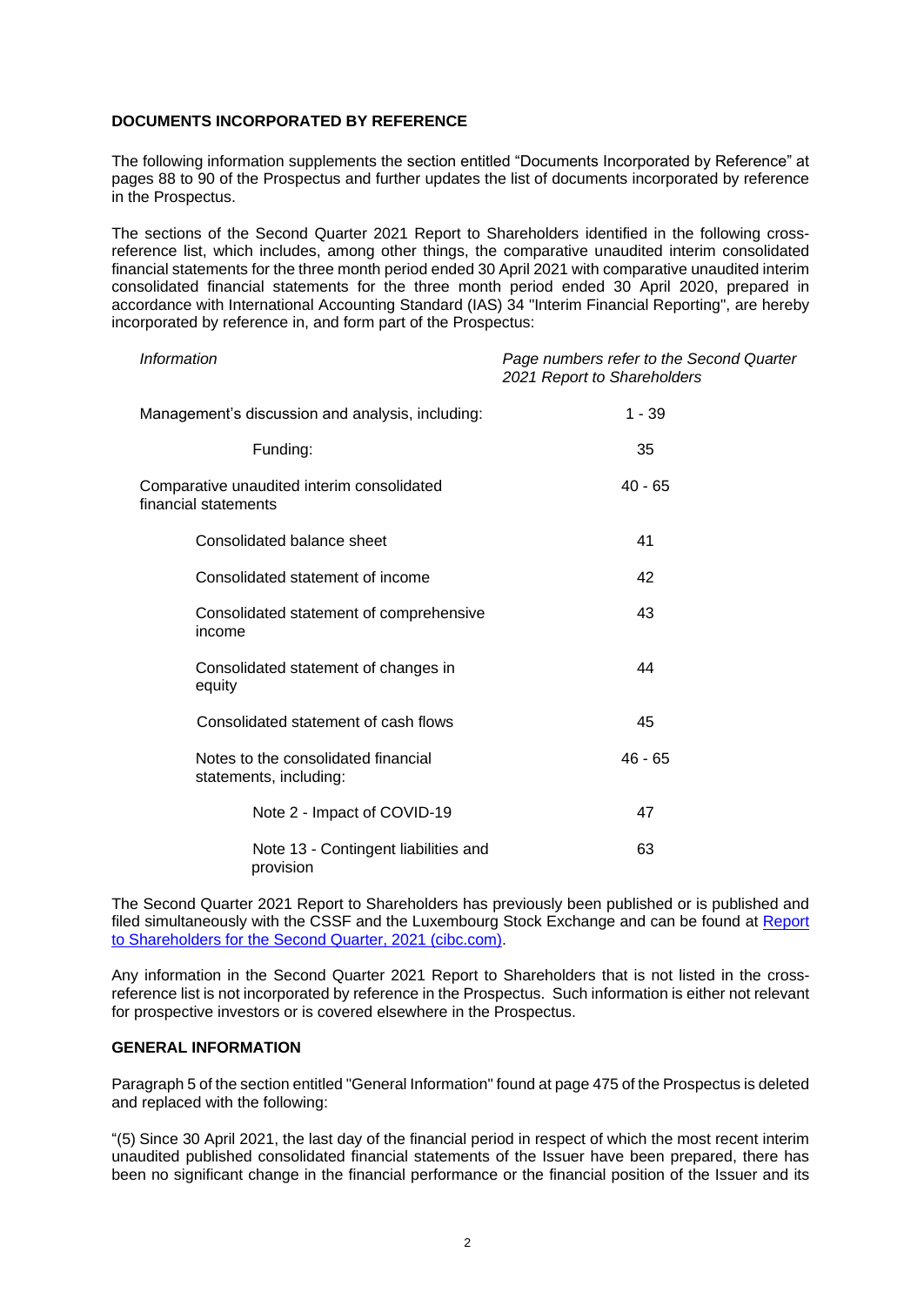**DOCUMENTS INCORPORATED BY REFERENCE**

The following information supplements the section entitled "Documents Incorporated by Reference" at pages 88 to 90 of the Prospectus and further updates the list of documents incorporated by reference in the Prospectus.

The sections of the Second Quarter 2021 Report to Shareholders identified in the following cross-reference list, which includes, among other things, the comparative unaudited interim consolidated financial statements for the three month period ended 30 April 2021 with comparative unaudited interim consolidated financial statements for the three month period ended 30 April 2020, prepared in accordance with International Accounting Standard (IAS) 34 "Interim Financial Reporting", are hereby incorporated by reference in, and form part of the Prospectus:

| *Information* | *Page numbers refer to the Second Quarter 2021 Report to Shareholders* |
|---|---|
| Management's discussion and analysis, including: | 1 - 39 |
| Funding: | 35 |
| Comparative unaudited interim consolidated financial statements | 40 - 65 |
| Consolidated balance sheet | 41 |
| Consolidated statement of income | 42 |
| Consolidated statement of comprehensive income | 43 |
| Consolidated statement of changes in equity | 44 |
| Consolidated statement of cash flows | 45 |
| Notes to the consolidated financial statements, including: | 46 - 65 |
| Note 2 - Impact of COVID-19 | 47 |
| Note 13 - Contingent liabilities and provision | 63 |

The Second Quarter 2021 Report to Shareholders has previously been published or is published and filed simultaneously with the CSSF and the Luxembourg Stock Exchange and can be found at Report to Shareholders for the Second Quarter, 2021 (cibc.com).

Any information in the Second Quarter 2021 Report to Shareholders that is not listed in the cross-reference list is not incorporated by reference in the Prospectus. Such information is either not relevant for prospective investors or is covered elsewhere in the Prospectus.

**GENERAL INFORMATION**

Paragraph 5 of the section entitled "General Information" found at page 475 of the Prospectus is deleted and replaced with the following:

"(5) Since 30 April 2021, the last day of the financial period in respect of which the most recent interim unaudited published consolidated financial statements of the Issuer have been prepared, there has been no significant change in the financial performance or the financial position of the Issuer and its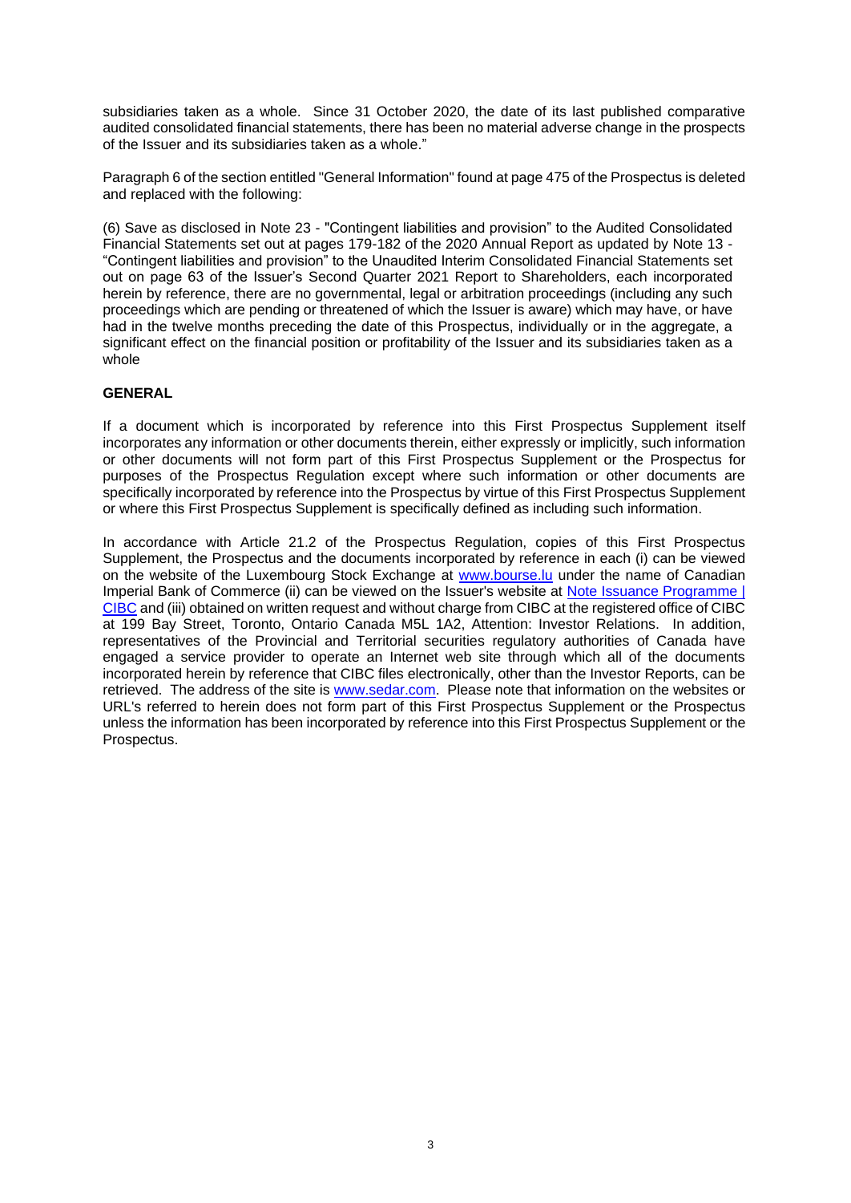subsidiaries taken as a whole. Since 31 October 2020, the date of its last published comparative audited consolidated financial statements, there has been no material adverse change in the prospects of the Issuer and its subsidiaries taken as a whole."

Paragraph 6 of the section entitled "General Information" found at page 475 of the Prospectus is deleted and replaced with the following:

(6) Save as disclosed in Note 23 - "Contingent liabilities and provision" to the Audited Consolidated Financial Statements set out at pages 179-182 of the 2020 Annual Report as updated by Note 13 - "Contingent liabilities and provision" to the Unaudited Interim Consolidated Financial Statements set out on page 63 of the Issuer's Second Quarter 2021 Report to Shareholders, each incorporated herein by reference, there are no governmental, legal or arbitration proceedings (including any such proceedings which are pending or threatened of which the Issuer is aware) which may have, or have had in the twelve months preceding the date of this Prospectus, individually or in the aggregate, a significant effect on the financial position or profitability of the Issuer and its subsidiaries taken as a whole

**GENERAL**

If a document which is incorporated by reference into this First Prospectus Supplement itself incorporates any information or other documents therein, either expressly or implicitly, such information or other documents will not form part of this First Prospectus Supplement or the Prospectus for purposes of the Prospectus Regulation except where such information or other documents are specifically incorporated by reference into the Prospectus by virtue of this First Prospectus Supplement or where this First Prospectus Supplement is specifically defined as including such information.

In accordance with Article 21.2 of the Prospectus Regulation, copies of this First Prospectus Supplement, the Prospectus and the documents incorporated by reference in each (i) can be viewed on the website of the Luxembourg Stock Exchange at www.bourse.lu under the name of Canadian Imperial Bank of Commerce (ii) can be viewed on the Issuer's website at Note Issuance Programme | CIBC and (iii) obtained on written request and without charge from CIBC at the registered office of CIBC at 199 Bay Street, Toronto, Ontario Canada M5L 1A2, Attention: Investor Relations. In addition, representatives of the Provincial and Territorial securities regulatory authorities of Canada have engaged a service provider to operate an Internet web site through which all of the documents incorporated herein by reference that CIBC files electronically, other than the Investor Reports, can be retrieved. The address of the site is www.sedar.com. Please note that information on the websites or URL's referred to herein does not form part of this First Prospectus Supplement or the Prospectus unless the information has been incorporated by reference into this First Prospectus Supplement or the Prospectus.